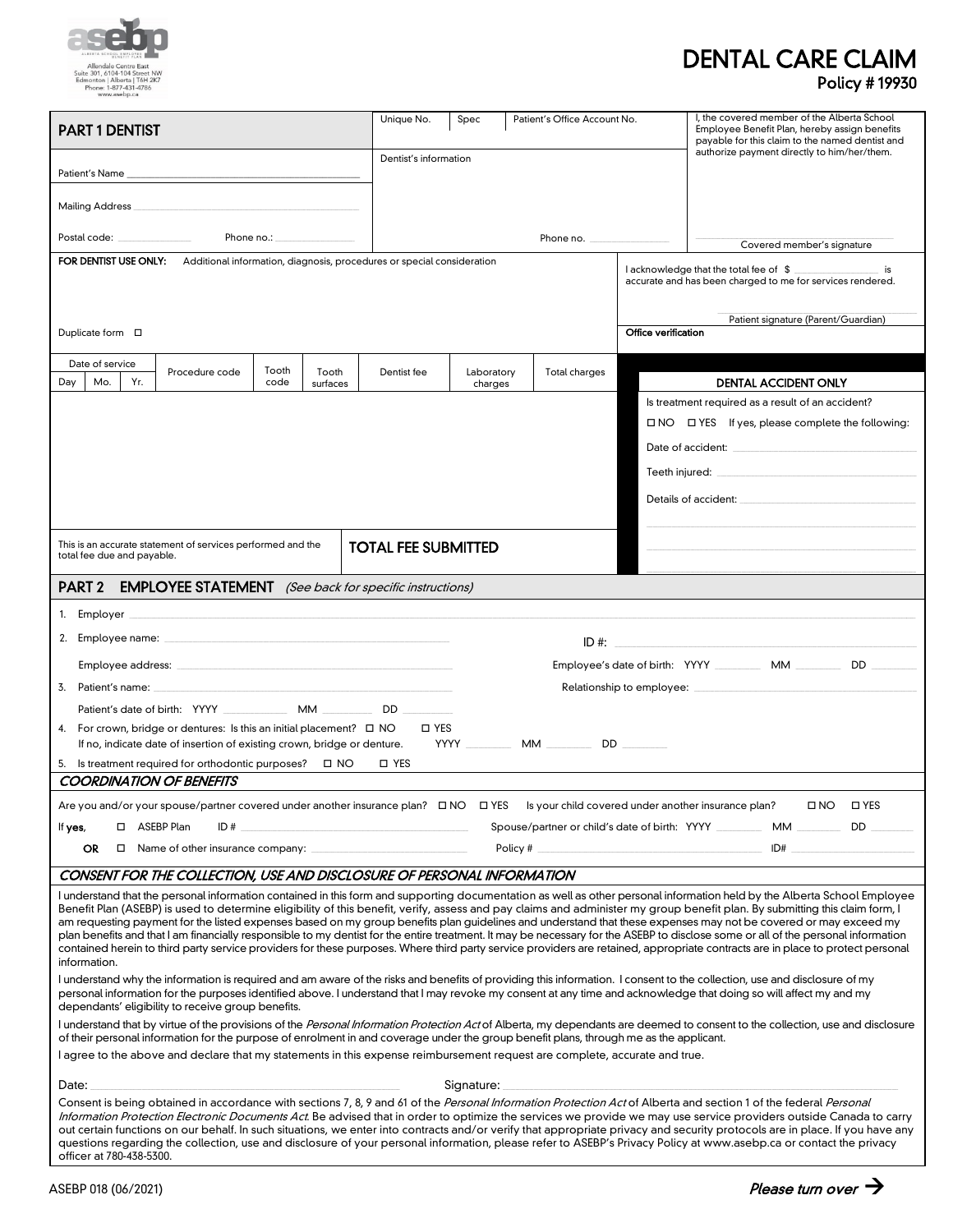Alberta School Employee Benefit Plan
Allendale Centre East
Suite 301, 6104-104 Street NW
Edmonton | Alberta | T6H 2K7
Phone: 1-877-431-4786
www.asebp.ca

# DENTAL CARE CLAIM

**Policy # 19930**

## PART 1 DENTIST

| Unique No. | Spec | Patient's Office Account No. |
|---|---|---|
| | | |

Patient's Name ______________________

Mailing Address ______________________

Postal code: __________ Phone no.: __________

Dentist's information

Phone no. __________

I, the covered member of the Alberta School Employee Benefit Plan, hereby assign benefits payable for this claim to the named dentist and authorize payment directly to him/her/them.

______________________
Covered member's signature

**FOR DENTIST USE ONLY:** Additional information, diagnosis, procedures or special consideration

Duplicate form ☐

I acknowledge that the total fee of $ __________ is accurate and has been charged to me for services rendered.

______________________
Patient signature (Parent/Guardian)

**Office verification**

| Date of service | | | Procedure code | Tooth code | Tooth surfaces | Dentist fee | Laboratory charges | Total charges |
|---|---|---|---|---|---|---|---|---|
| Day | Mo. | Yr. | | | | | | |
| | | | | | | | | |

This is an accurate statement of services performed and the total fee due and payable.

**TOTAL FEE SUBMITTED**

### DENTAL ACCIDENT ONLY

Is treatment required as a result of an accident?

☐ NO ☐ YES If yes, please complete the following:

Date of accident: ______________________

Teeth injured: ______________________

Details of accident: ______________________

## PART 2 EMPLOYEE STATEMENT *(See back for specific instructions)*

1. Employer ______________________
2. Employee name: ______________________ ID #: ______________________

   Employee address: ______________________ Employee's date of birth: YYYY ______ MM ______ DD ______
3. Patient's name: ______________________ Relationship to employee: ______________________

   Patient's date of birth: YYYY ______ MM ______ DD ______
4. For crown, bridge or dentures: Is this an initial placement? ☐ NO ☐ YES

   If no, indicate date of insertion of existing crown, bridge or denture. YYYY ______ MM ______ DD ______
5. Is treatment required for orthodontic purposes? ☐ NO ☐ YES

### *COORDINATION OF BENEFITS*

Are you and/or your spouse/partner covered under another insurance plan? ☐ NO ☐ YES Is your child covered under another insurance plan? ☐ NO ☐ YES

If **yes**, ☐ ASEBP Plan ID # ______________________ Spouse/partner or child's date of birth: YYYY ______ MM ______ DD ______

**OR** ☐ Name of other insurance company: ______________________ Policy # ______________________ ID# ______________________

### *CONSENT FOR THE COLLECTION, USE AND DISCLOSURE OF PERSONAL INFORMATION*

I understand that the personal information contained in this form and supporting documentation as well as other personal information held by the Alberta School Employee Benefit Plan (ASEBP) is used to determine eligibility of this benefit, verify, assess and pay claims and administer my group benefit plan. By submitting this claim form, I am requesting payment for the listed expenses based on my group benefits plan guidelines and understand that these expenses may not be covered or may exceed my plan benefits and that I am financially responsible to my dentist for the entire treatment. It may be necessary for the ASEBP to disclose some or all of the personal information contained herein to third party service providers for these purposes. Where third party service providers are retained, appropriate contracts are in place to protect personal information.

I understand why the information is required and am aware of the risks and benefits of providing this information. I consent to the collection, use and disclosure of my personal information for the purposes identified above. I understand that I may revoke my consent at any time and acknowledge that doing so will affect my and my dependants' eligibility to receive group benefits.

I understand that by virtue of the provisions of the *Personal Information Protection Act* of Alberta, my dependants are deemed to consent to the collection, use and disclosure of their personal information for the purpose of enrolment in and coverage under the group benefit plans, through me as the applicant.

I agree to the above and declare that my statements in this expense reimbursement request are complete, accurate and true.

Date: ______________________ Signature: ______________________

Consent is being obtained in accordance with sections 7, 8, 9 and 61 of the *Personal Information Protection Act* of Alberta and section 1 of the federal *Personal Information Protection Electronic Documents Act*. Be advised that in order to optimize the services we provide we may use service providers outside Canada to carry out certain functions on our behalf. In such situations, we enter into contracts and/or verify that appropriate privacy and security protocols are in place. If you have any questions regarding the collection, use and disclosure of your personal information, please refer to ASEBP's Privacy Policy at www.asebp.ca or contact the privacy officer at 780-438-5300.

ASEBP 018 (06/2021)

*Please turn over* →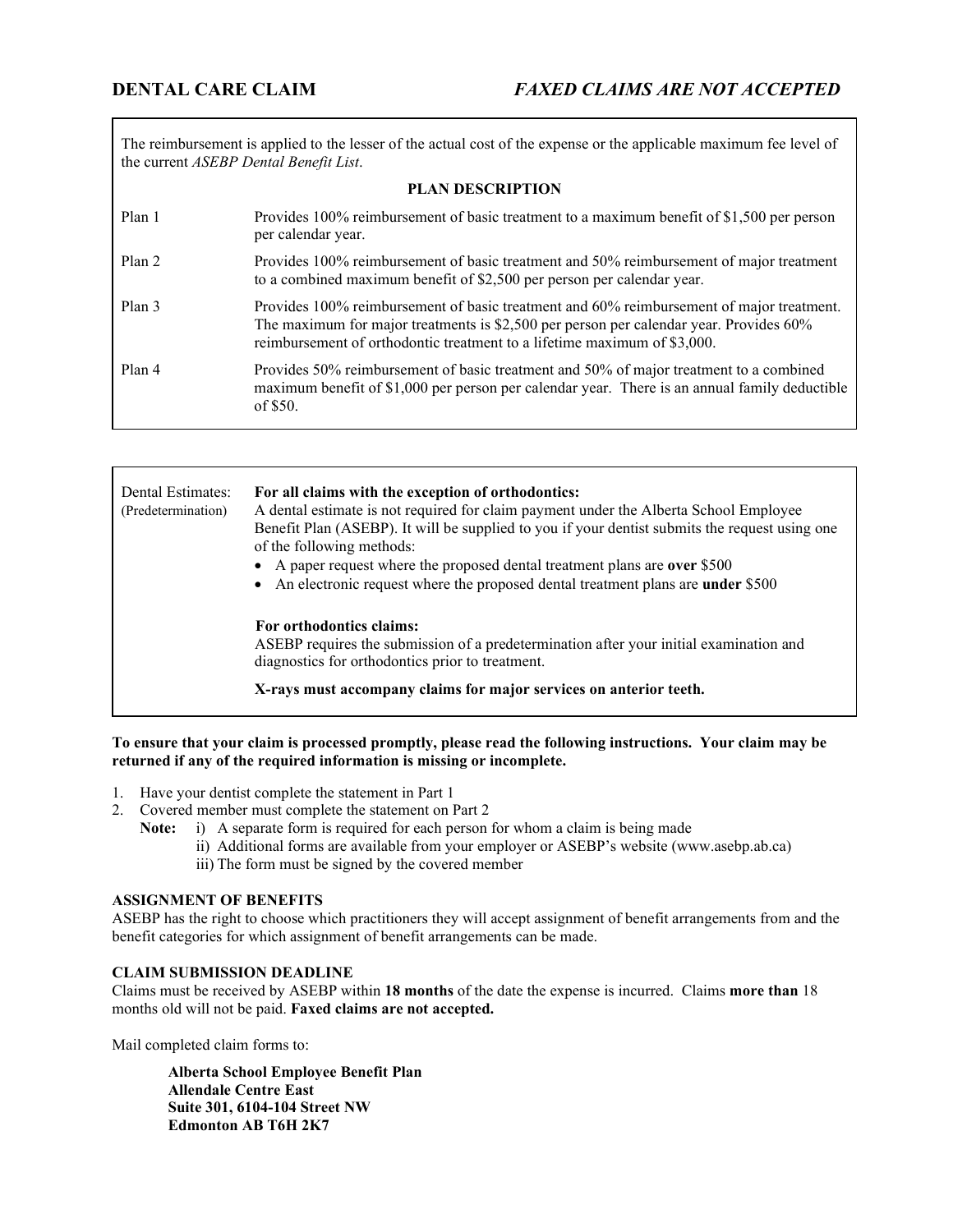# DENTAL CARE CLAIM *FAXED CLAIMS ARE NOT ACCEPTED*

The reimbursement is applied to the lesser of the actual cost of the expense or the applicable maximum fee level of the current *ASEBP Dental Benefit List*.

**PLAN DESCRIPTION**

| | |
|---|---|
| Plan 1 | Provides 100% reimbursement of basic treatment to a maximum benefit of $1,500 per person per calendar year. |
| Plan 2 | Provides 100% reimbursement of basic treatment and 50% reimbursement of major treatment to a combined maximum benefit of $2,500 per person per calendar year. |
| Plan 3 | Provides 100% reimbursement of basic treatment and 60% reimbursement of major treatment. The maximum for major treatments is $2,500 per person per calendar year. Provides 60% reimbursement of orthodontic treatment to a lifetime maximum of $3,000. |
| Plan 4 | Provides 50% reimbursement of basic treatment and 50% of major treatment to a combined maximum benefit of $1,000 per person per calendar year. There is an annual family deductible of $50. |

Dental Estimates: (Predetermination)

**For all claims with the exception of orthodontics:**
A dental estimate is not required for claim payment under the Alberta School Employee Benefit Plan (ASEBP). It will be supplied to you if your dentist submits the request using one of the following methods:

- A paper request where the proposed dental treatment plans are **over** $500
- An electronic request where the proposed dental treatment plans are **under** $500

**For orthodontics claims:**
ASEBP requires the submission of a predetermination after your initial examination and diagnostics for orthodontics prior to treatment.

**X-rays must accompany claims for major services on anterior teeth.**

**To ensure that your claim is processed promptly, please read the following instructions. Your claim may be returned if any of the required information is missing or incomplete.**

1. Have your dentist complete the statement in Part 1
2. Covered member must complete the statement on Part 2

   **Note:** i) A separate form is required for each person for whom a claim is being made
   ii) Additional forms are available from your employer or ASEBP's website (www.asebp.ab.ca)
   iii) The form must be signed by the covered member

**ASSIGNMENT OF BENEFITS**

ASEBP has the right to choose which practitioners they will accept assignment of benefit arrangements from and the benefit categories for which assignment of benefit arrangements can be made.

**CLAIM SUBMISSION DEADLINE**

Claims must be received by ASEBP within **18 months** of the date the expense is incurred. Claims **more than** 18 months old will not be paid. **Faxed claims are not accepted.**

Mail completed claim forms to:

**Alberta School Employee Benefit Plan**
**Allendale Centre East**
**Suite 301, 6104-104 Street NW**
**Edmonton AB T6H 2K7**